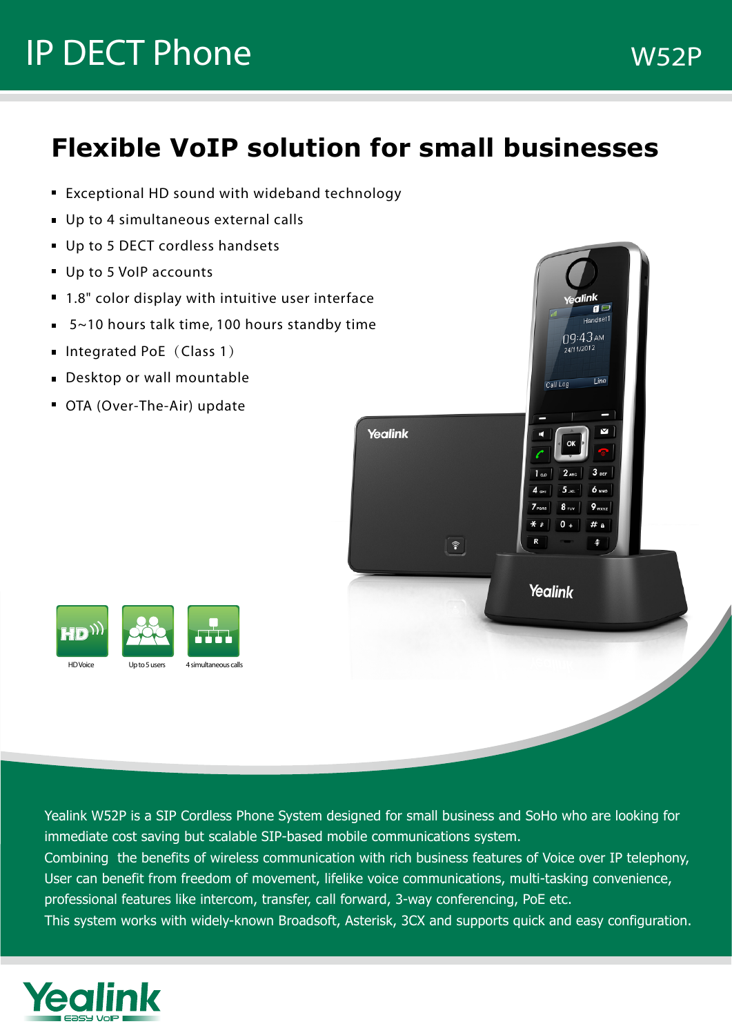# IP DECT Phone

W52P

## Flexible VoIP solution for small businesses

- Exceptional HD sound with wideband technology
- Up to 4 simultaneous external calls
- Up to 5 DECT cordless handsets
- Up to 5 VoIP accounts
- 1.8" color display with intuitive user interface
- 5~10 hours talk time, 100 hours standby time
- Integrated PoE（Class 1）
- Desktop or wall mountable
- OTA (Over-The-Air) update

HD Voice | Up to 5 users | 4 simultaneous calls

Yealink W52P is a SIP Cordless Phone System designed for small business and SoHo who are looking for immediate cost saving but scalable SIP-based mobile communications system.
Combining the benefits of wireless communication with rich business features of Voice over IP telephony, User can benefit from freedom of movement, lifelike voice communications, multi-tasking convenience, professional features like intercom, transfer, call forward, 3-way conferencing, PoE etc.
This system works with widely-known Broadsoft, Asterisk, 3CX and supports quick and easy configuration.

Yealink
Easy VoIP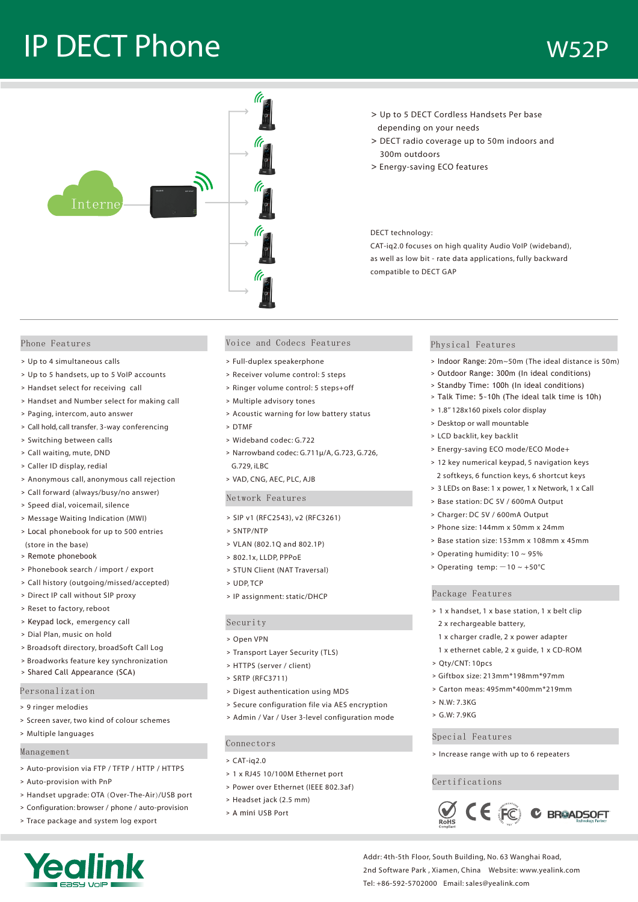# IP DECT Phone

W52P

> Up to 5 DECT Cordless Handsets Per base depending on your needs
> DECT radio coverage up to 50m indoors and 300m outdoors
> Energy-saving ECO features

DECT technology:
CAT-iq2.0 focuses on high quality Audio VoIP (wideband), as well as low bit - rate data applications, fully backward compatible to DECT GAP

## Phone Features

- > Up to 4 simultaneous calls
- > Up to 5 handsets, up to 5 VoIP accounts
- > Handset select for receiving call
- > Handset and Number select for making call
- > Paging, intercom, auto answer
- > Call hold, call transfer, 3-way conferencing
- > Switching between calls
- > Call waiting, mute, DND
- > Caller ID display, redial
- > Anonymous call, anonymous call rejection
- > Call forward (always/busy/no answer)
- > Speed dial, voicemail, silence
- > Message Waiting Indication (MWI)
- > Local phonebook for up to 500 entries (store in the base)
- > Remote phonebook
- > Phonebook search / import / export
- > Call history (outgoing/missed/accepted)
- > Direct IP call without SIP proxy
- > Reset to factory, reboot
- > Keypad lock, emergency call
- > Dial Plan, music on hold
- > Broadsoft directory, broadSoft Call Log
- > Broadworks feature key synchronization
- > Shared Call Appearance (SCA)

## Personalization

- > 9 ringer melodies
- > Screen saver, two kind of colour schemes
- > Multiple languages

## Management

- > Auto-provision via FTP / TFTP / HTTP / HTTPS
- > Auto-provision with PnP
- > Handset update: OTA (Over-The-Air)/USB port
- > Configuration: browser / phone / auto-provision
- > Trace package and system log export

## Voice and Codecs Features

- > Full-duplex speakerphone
- > Receiver volume control: 5 steps
- > Ringer volume control: 5 steps+off
- > Multiple advisory tones
- > Acoustic warning for low battery status
- > DTMF
- > Wideband codec: G.722
- > Narrowband codec: G.711μ/A, G.723, G.726, G.729, iLBC
- > VAD, CNG, AEC, PLC, AJB

## Network Features

- > SIP v1 (RFC2543), v2 (RFC3261)
- > SNTP/NTP
- > VLAN (802.1Q and 802.1P)
- > 802.1x, LLDP, PPPoE
- > STUN Client (NAT Traversal)
- > UDP, TCP
- > IP assignment: static/DHCP

## Security

- > Open VPN
- > Transport Layer Security (TLS)
- > HTTPS (server / client)
- > SRTP (RFC3711)
- > Digest authentication using MD5
- > Secure configuration file via AES encryption
- > Admin / Var / User 3-level configuration mode

## Connectors

- > CAT-iq2.0
- > 1 x RJ45 10/100M Ethernet port
- > Power over Ethernet (IEEE 802.3af)
- > Headset jack (2.5 mm)
- > A mini USB Port

## Physical Features

- > Indoor Range: 20m~50m (The ideal distance is 50m)
- > Outdoor Range: 300m (In ideal conditions)
- > Standby Time: 100h (In ideal conditions)
- > Talk Time: 5-10h (The ideal talk time is 10h)
- > 1.8" 128x160 pixels color display
- > Desktop or wall mountable
- > LCD backlit, key backlit
- > Energy-saving ECO mode/ECO Mode+
- > 12 key numerical keypad, 5 navigation keys 2 softkeys, 6 function keys, 6 shortcut keys
- > 3 LEDs on Base: 1 x power, 1 x Network, 1 x Call
- > Base station: DC 5V / 600mA Output
- > Charger: DC 5V / 600mA Output
- > Phone size: 144mm x 50mm x 24mm
- > Base station size: 153mm x 108mm x 45mm
- > Operating humidity: 10 ~ 95%
- > Operating temp: —10 ~ +50°C

## Package Features

- > 1 x handset, 1 x base station, 1 x belt clip 2 x rechargeable battery, 1 x charger cradle, 2 x power adapter 1 x ethernet cable, 2 x guide, 1 x CD-ROM
- > Qty/CNT: 10pcs
- > Giftbox size: 213mm*198mm*97mm
- > Carton meas: 495mm*400mm*219mm
- > N.W: 7.3KG
- > G.W: 7.9KG

## Special Features

- > Increase range with up to 6 repeaters

## Certifications

Yealink

Addr: 4th-5th Floor, South Building, No. 63 Wanghai Road, 2nd Software Park , Xiamen, China Website: www.yealink.com
Tel: +86-592-5702000 Email: sales@yealink.com